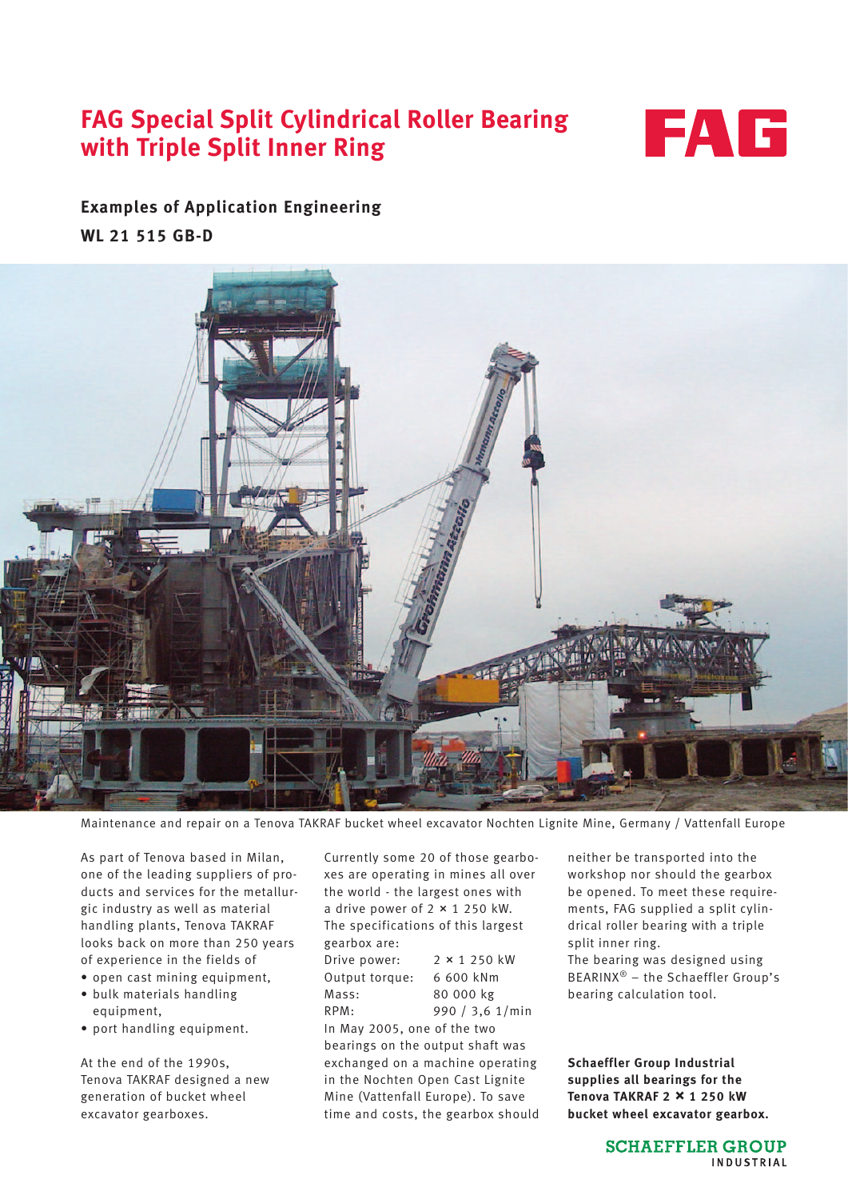# FAG Special Split Cylindrical Roller Bearing with Triple Split Inner Ring

FAG

## Examples of Application Engineering

**WL 21 515 GB-D**

Maintenance and repair on a Tenova TAKRAF bucket wheel excavator Nochten Lignite Mine, Germany / Vattenfall Europe

As part of Tenova based in Milan, one of the leading suppliers of products and services for the metallurgic industry as well as material handling plants, Tenova TAKRAF looks back on more than 250 years of experience in the fields of

- open cast mining equipment,
- bulk materials handling equipment,
- port handling equipment.

At the end of the 1990s, Tenova TAKRAF designed a new generation of bucket wheel excavator gearboxes.

Currently some 20 of those gearboxes are operating in mines all over the world - the largest ones with a drive power of 2 × 1 250 kW. The specifications of this largest gearbox are:

| | |
|---|---|
| Drive power: | 2 × 1 250 kW |
| Output torque: | 6 600 kNm |
| Mass: | 80 000 kg |
| RPM: | 990 / 3,6 1/min |

In May 2005, one of the two bearings on the output shaft was exchanged on a machine operating in the Nochten Open Cast Lignite Mine (Vattenfall Europe). To save time and costs, the gearbox should neither be transported into the workshop nor should the gearbox be opened. To meet these requirements, FAG supplied a split cylindrical roller bearing with a triple split inner ring.

The bearing was designed using BEARINX® – the Schaeffler Group's bearing calculation tool.

**Schaeffler Group Industrial supplies all bearings for the Tenova TAKRAF 2 × 1 250 kW bucket wheel excavator gearbox.**

SCHAEFFLER GROUP INDUSTRIAL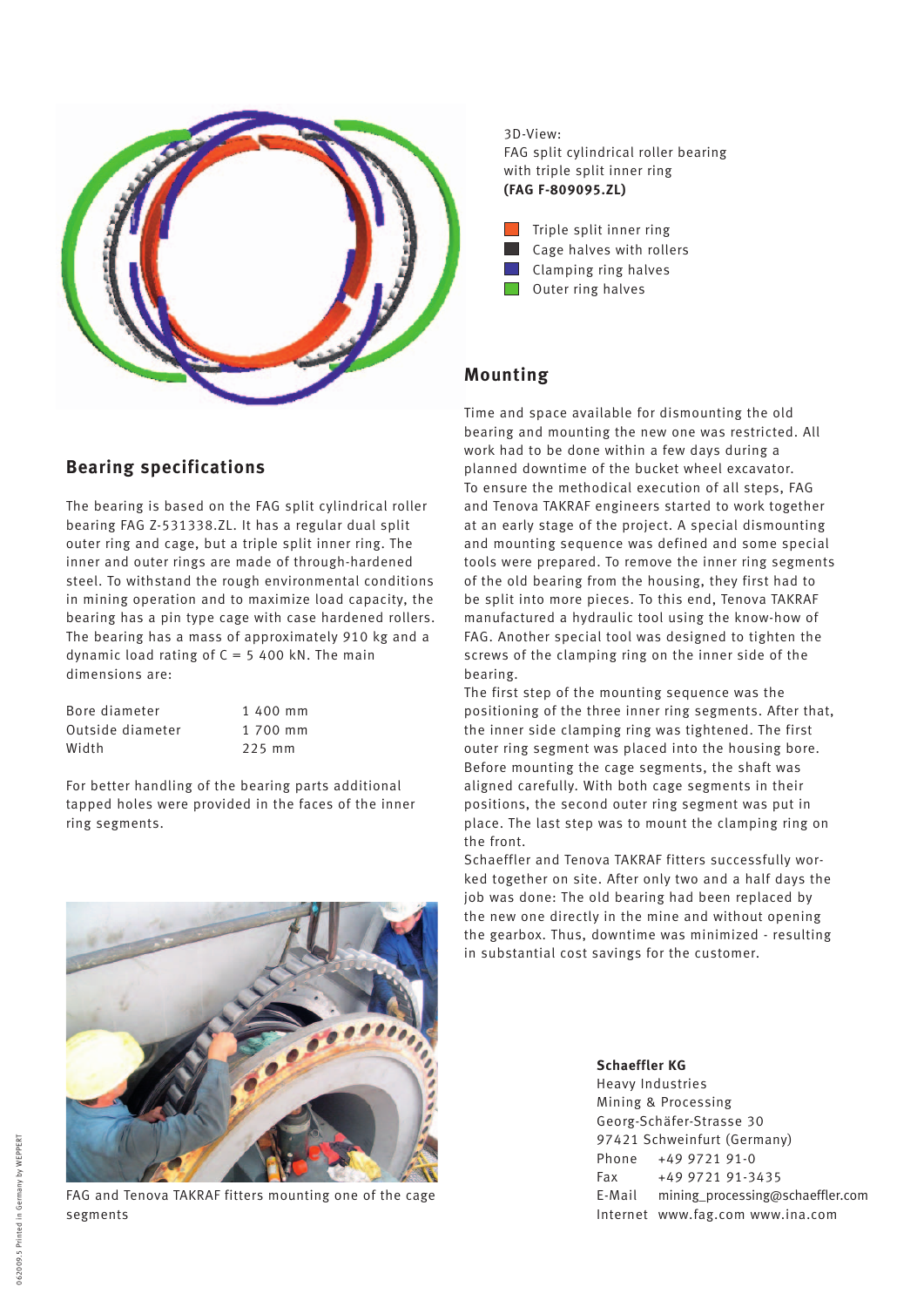3D-View:
FAG split cylindrical roller bearing with triple split inner ring
**(FAG F-809095.ZL)**

- Triple split inner ring
- Cage halves with rollers
- Clamping ring halves
- Outer ring halves

## Bearing specifications

The bearing is based on the FAG split cylindrical roller bearing FAG Z-531338.ZL. It has a regular dual split outer ring and cage, but a triple split inner ring. The inner and outer rings are made of through-hardened steel. To withstand the rough environmental conditions in mining operation and to maximize load capacity, the bearing has a pin type cage with case hardened rollers. The bearing has a mass of approximately 910 kg and a dynamic load rating of C = 5 400 kN. The main dimensions are:

| | |
|---|---|
| Bore diameter | 1 400 mm |
| Outside diameter | 1 700 mm |
| Width | 225 mm |

For better handling of the bearing parts additional tapped holes were provided in the faces of the inner ring segments.

FAG and Tenova TAKRAF fitters mounting one of the cage segments

## Mounting

Time and space available for dismounting the old bearing and mounting the new one was restricted. All work had to be done within a few days during a planned downtime of the bucket wheel excavator.
To ensure the methodical execution of all steps, FAG and Tenova TAKRAF engineers started to work together at an early stage of the project. A special dismounting and mounting sequence was defined and some special tools were prepared. To remove the inner ring segments of the old bearing from the housing, they first had to be split into more pieces. To this end, Tenova TAKRAF manufactured a hydraulic tool using the know-how of FAG. Another special tool was designed to tighten the screws of the clamping ring on the inner side of the bearing.
The first step of the mounting sequence was the positioning of the three inner ring segments. After that, the inner side clamping ring was tightened. The first outer ring segment was placed into the housing bore. Before mounting the cage segments, the shaft was aligned carefully. With both cage segments in their positions, the second outer ring segment was put in place. The last step was to mount the clamping ring on the front.
Schaeffler and Tenova TAKRAF fitters successfully worked together on site. After only two and a half days the job was done: The old bearing had been replaced by the new one directly in the mine and without opening the gearbox. Thus, downtime was minimized - resulting in substantial cost savings for the customer.

**Schaeffler KG**
Heavy Industries
Mining & Processing
Georg-Schäfer-Strasse 30
97421 Schweinfurt (Germany)
Phone +49 9721 91-0
Fax +49 9721 91-3435
E-Mail mining_processing@schaeffler.com
Internet www.fag.com www.ina.com

062009.5 Printed in Germany by WEPPERT